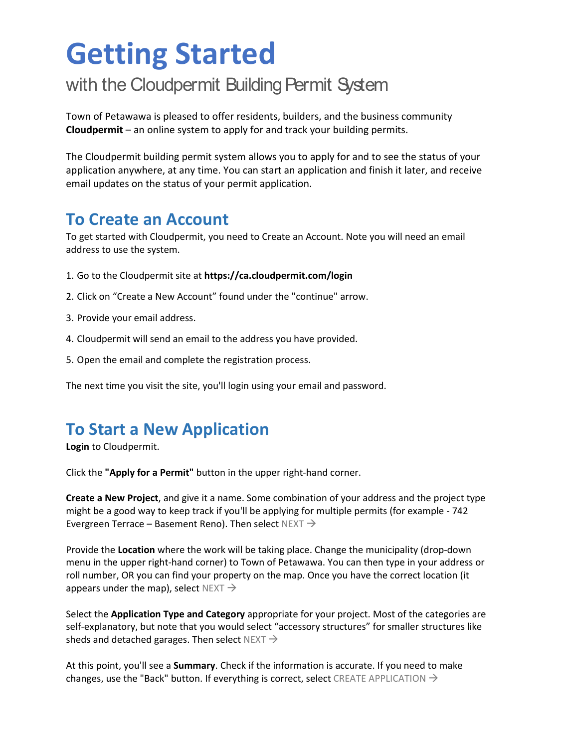# Getting Started

with the Cloudpermit Building Permit System

Town of Petawawa is pleased to offer residents, builders, and the business community **Cloudpermit** – an online system to apply for and track your building permits.

The Cloudpermit building permit system allows you to apply for and to see the status of your application anywhere, at any time. You can start an application and finish it later, and receive email updates on the status of your permit application.

## To Create an Account

To get started with Cloudpermit, you need to Create an Account. Note you will need an email address to use the system.

1. Go to the Cloudpermit site at **https://ca.cloudpermit.com/login**
2. Click on “Create a New Account” found under the "continue" arrow.
3. Provide your email address.
4. Cloudpermit will send an email to the address you have provided.
5. Open the email and complete the registration process.

The next time you visit the site, you'll login using your email and password.

## To Start a New Application

**Login** to Cloudpermit.

Click the **"Apply for a Permit"** button in the upper right-hand corner.

**Create a New Project**, and give it a name. Some combination of your address and the project type might be a good way to keep track if you'll be applying for multiple permits (for example - 742 Evergreen Terrace – Basement Reno). Then select NEXT →

Provide the **Location** where the work will be taking place. Change the municipality (drop-down menu in the upper right-hand corner) to Town of Petawawa. You can then type in your address or roll number, OR you can find your property on the map. Once you have the correct location (it appears under the map), select NEXT →

Select the **Application Type and Category** appropriate for your project. Most of the categories are self-explanatory, but note that you would select “accessory structures” for smaller structures like sheds and detached garages. Then select NEXT →

At this point, you'll see a **Summary**. Check if the information is accurate. If you need to make changes, use the "Back" button. If everything is correct, select CREATE APPLICATION →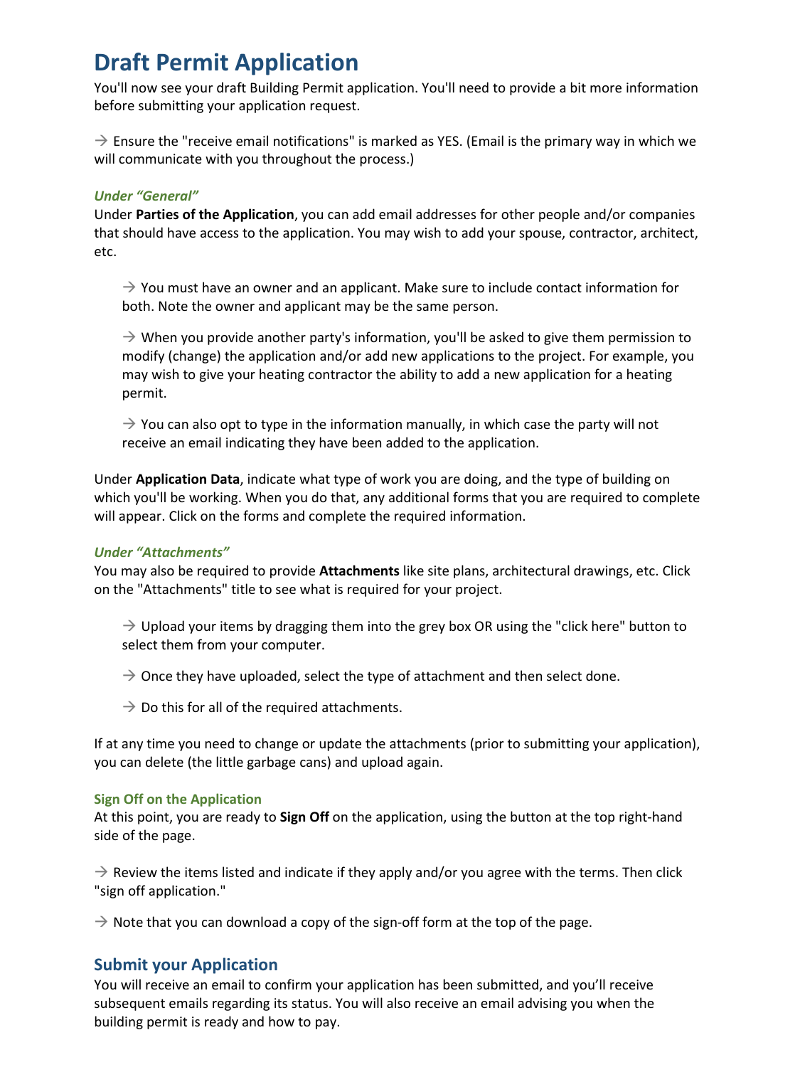# Draft Permit Application

You'll now see your draft Building Permit application. You'll need to provide a bit more information before submitting your application request.

→ Ensure the "receive email notifications" is marked as YES. (Email is the primary way in which we will communicate with you throughout the process.)

### *Under "General"*

Under **Parties of the Application**, you can add email addresses for other people and/or companies that should have access to the application. You may wish to add your spouse, contractor, architect, etc.

> → You must have an owner and an applicant. Make sure to include contact information for both. Note the owner and applicant may be the same person.
>
> → When you provide another party's information, you'll be asked to give them permission to modify (change) the application and/or add new applications to the project. For example, you may wish to give your heating contractor the ability to add a new application for a heating permit.
>
> → You can also opt to type in the information manually, in which case the party will not receive an email indicating they have been added to the application.

Under **Application Data**, indicate what type of work you are doing, and the type of building on which you'll be working. When you do that, any additional forms that you are required to complete will appear. Click on the forms and complete the required information.

### *Under "Attachments"*

You may also be required to provide **Attachments** like site plans, architectural drawings, etc. Click on the "Attachments" title to see what is required for your project.

> → Upload your items by dragging them into the grey box OR using the "click here" button to select them from your computer.
>
> → Once they have uploaded, select the type of attachment and then select done.
>
> → Do this for all of the required attachments.

If at any time you need to change or update the attachments (prior to submitting your application), you can delete (the little garbage cans) and upload again.

### Sign Off on the Application

At this point, you are ready to **Sign Off** on the application, using the button at the top right-hand side of the page.

→ Review the items listed and indicate if they apply and/or you agree with the terms. Then click "sign off application."

→ Note that you can download a copy of the sign-off form at the top of the page.

## Submit your Application

You will receive an email to confirm your application has been submitted, and you'll receive subsequent emails regarding its status. You will also receive an email advising you when the building permit is ready and how to pay.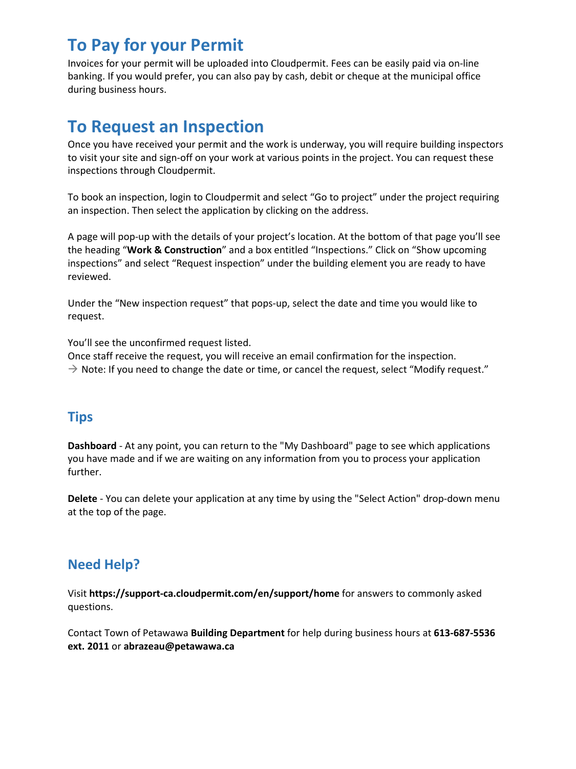## To Pay for your Permit

Invoices for your permit will be uploaded into Cloudpermit. Fees can be easily paid via on-line banking. If you would prefer, you can also pay by cash, debit or cheque at the municipal office during business hours.

## To Request an Inspection

Once you have received your permit and the work is underway, you will require building inspectors to visit your site and sign-off on your work at various points in the project. You can request these inspections through Cloudpermit.

To book an inspection, login to Cloudpermit and select "Go to project" under the project requiring an inspection. Then select the application by clicking on the address.

A page will pop-up with the details of your project's location. At the bottom of that page you'll see the heading "**Work & Construction**" and a box entitled "Inspections." Click on "Show upcoming inspections" and select "Request inspection" under the building element you are ready to have reviewed.

Under the "New inspection request" that pops-up, select the date and time you would like to request.

You'll see the unconfirmed request listed.
Once staff receive the request, you will receive an email confirmation for the inspection.
→ Note: If you need to change the date or time, or cancel the request, select "Modify request."

### Tips

**Dashboard** - At any point, you can return to the "My Dashboard" page to see which applications you have made and if we are waiting on any information from you to process your application further.

**Delete** - You can delete your application at any time by using the "Select Action" drop-down menu at the top of the page.

### Need Help?

Visit **https://support-ca.cloudpermit.com/en/support/home** for answers to commonly asked questions.

Contact Town of Petawawa **Building Department** for help during business hours at **613-687-5536 ext. 2011** or **abrazeau@petawawa.ca**